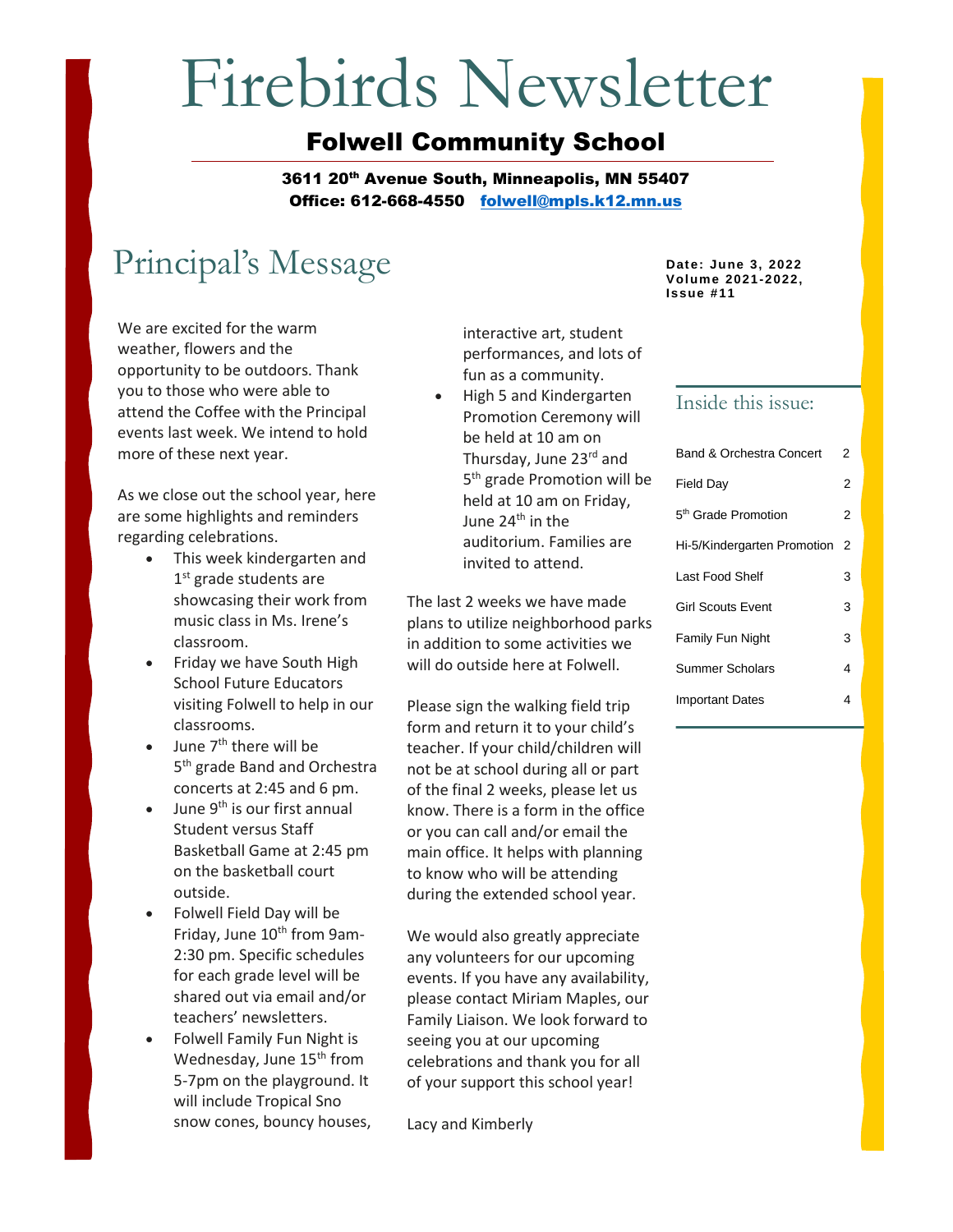# Firebirds Newsletter

## Folwell Community School

**3611 20th Avenue South, Minneapolis, MN 55407**
**Office: 612-668-4550 folwell@mpls.k12.mn.us**

**Date: June 3, 2022**
**Volume 2021-2022, Issue #11**

## Principal's Message

We are excited for the warm weather, flowers and the opportunity to be outdoors. Thank you to those who were able to attend the Coffee with the Principal events last week. We intend to hold more of these next week.

As we close out the school year, here are some highlights and reminders regarding celebrations.

- This week kindergarten and 1st grade students are showcasing their work from music class in Ms. Irene's classroom.
- Friday we have South High School Future Educators visiting Folwell to help in our classrooms.
- June 7th there will be 5th grade Band and Orchestra concerts at 2:45 and 6 pm.
- June 9th is our first annual Student versus Staff Basketball Game at 2:45 pm on the basketball court outside.
- Folwell Field Day will be Friday, June 10th from 9am-2:30 pm. Specific schedules for each grade level will be shared out via email and/or teachers' newsletters.
- Folwell Family Fun Night is Wednesday, June 15th from 5-7pm on the playground. It will include Tropical Sno snow cones, bouncy houses, interactive art, student performances, and lots of fun as a community.
- High 5 and Kindergarten Promotion Ceremony will be held at 10 am on Thursday, June 23rd and 5th grade Promotion will be held at 10 am on Friday, June 24th in the auditorium. Families are invited to attend.

The last 2 weeks we have made plans to utilize neighborhood parks in addition to some activities we will do outside here at Folwell.

Please sign the walking field trip form and return it to your child's teacher. If your child/children will not be at school during all or part of the final 2 weeks, please let us know. There is a form in the office or you can call and/or email the main office. It helps with planning to know who will be attending during the extended school year.

We would also greatly appreciate any volunteers for our upcoming events. If you have any availability, please contact Miriam Maples, our Family Liaison. We look forward to seeing you at our upcoming celebrations and thank you for all of your support this school year!

Lacy and Kimberly

### Inside this issue:

| | |
|---|---|
| Band & Orchestra Concert | 2 |
| Field Day | 2 |
| 5th Grade Promotion | 2 |
| Hi-5/Kindergarten Promotion | 2 |
| Last Food Shelf | 3 |
| Girl Scouts Event | 3 |
| Family Fun Night | 3 |
| Summer Scholars | 4 |
| Important Dates | 4 |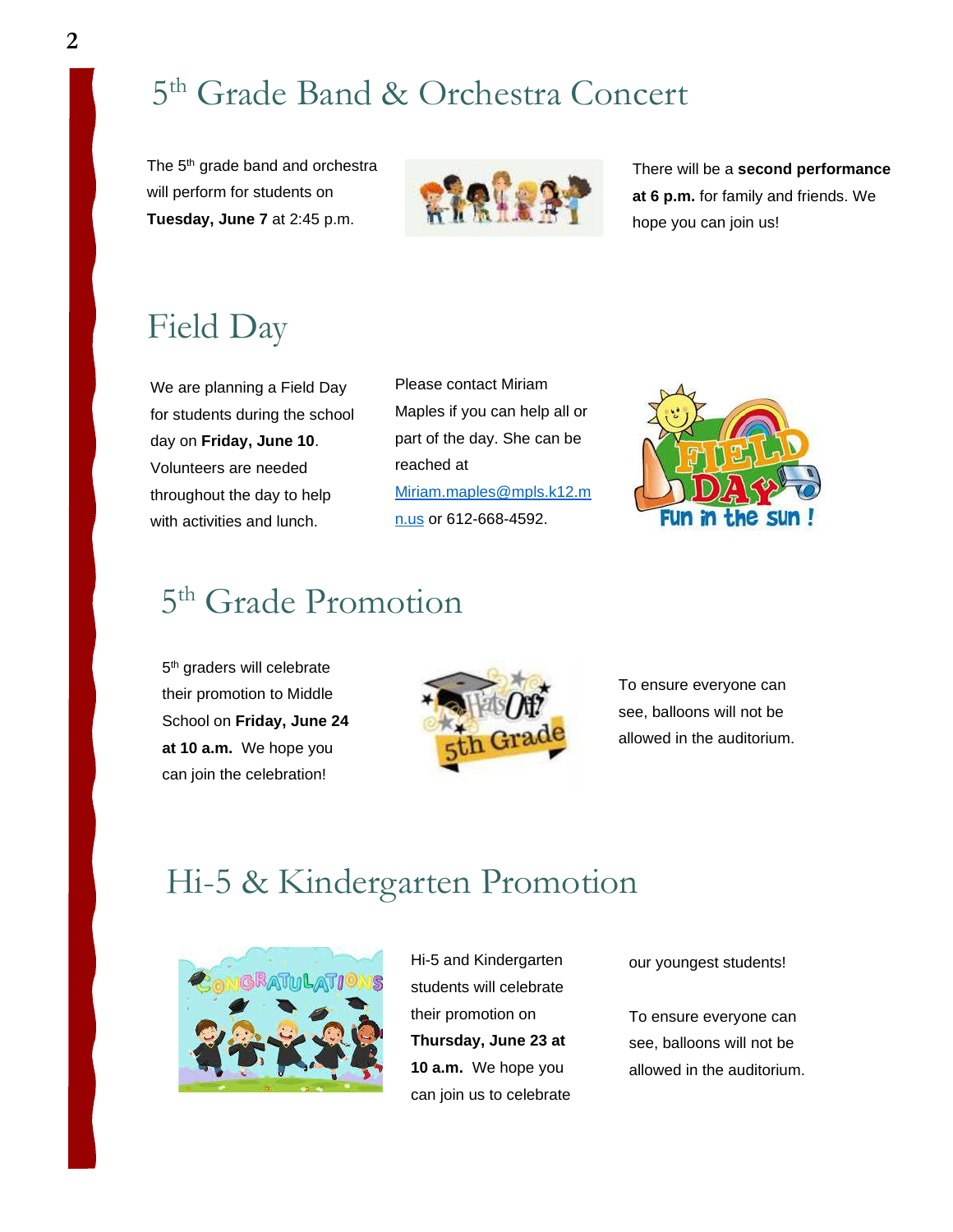# 5th Grade Band & Orchestra Concert

The 5th grade band and orchestra will perform for students on **Tuesday, June 7** at 2:45 p.m.

There will be a **second performance at 6 p.m.** for family and friends. We hope you can join us!

# Field Day

We are planning a Field Day for students during the school day on **Friday, June 10**. Volunteers are needed throughout the day to help with activities and lunch.

Please contact Miriam Maples if you can help all or part of the day. She can be reached at Miriam.maples@mpls.k12.mn.us or 612-668-4592.

# 5th Grade Promotion

5th graders will celebrate their promotion to Middle School on **Friday, June 24 at 10 a.m.** We hope you can join the celebration!

To ensure everyone can see, balloons will not be allowed in the auditorium.

# Hi-5 & Kindergarten Promotion

Hi-5 and Kindergarten students will celebrate their promotion on **Thursday, June 23 at 10 a.m.** We hope you can join us to celebrate our youngest students!

To ensure everyone can see, balloons will not be allowed in the auditorium.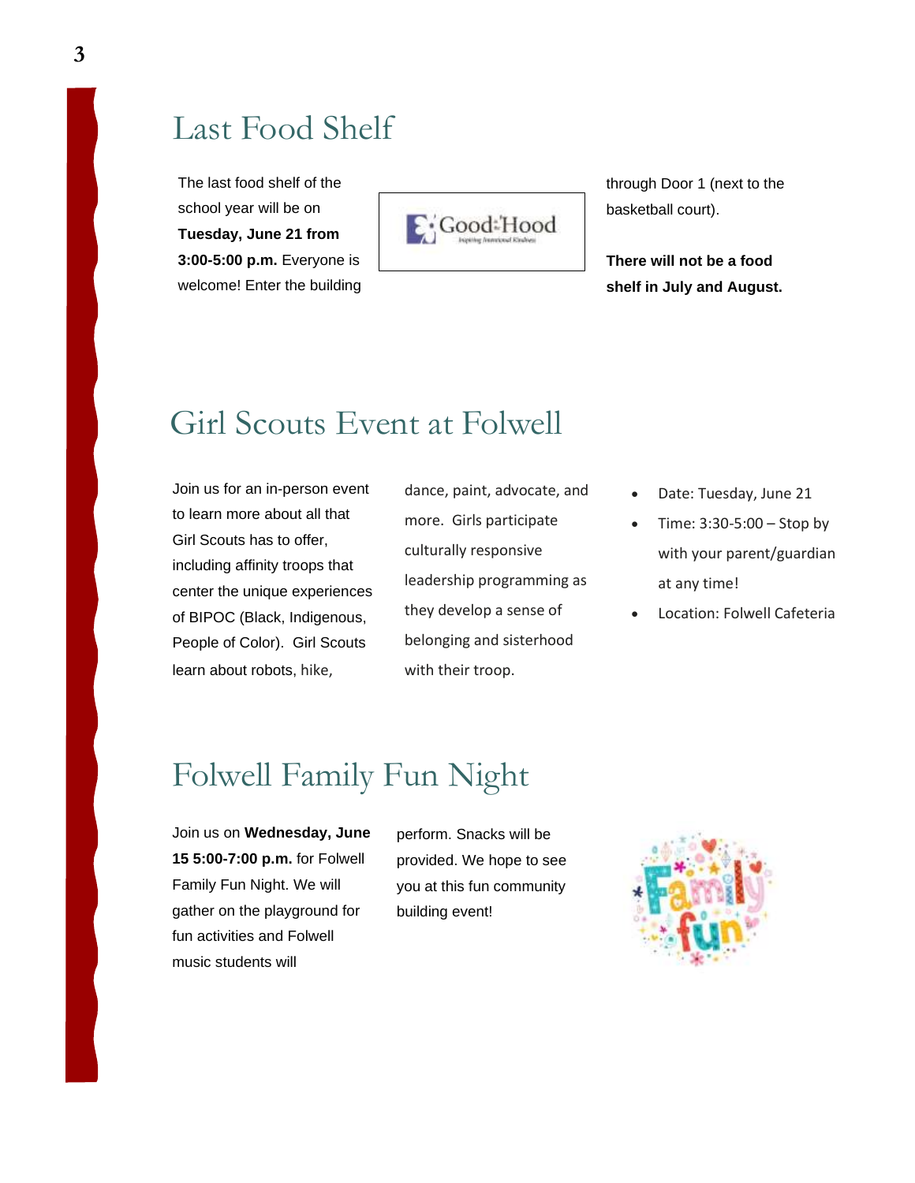# Last Food Shelf

The last food shelf of the school year will be on **Tuesday, June 21 from 3:00-5:00 p.m.** Everyone is welcome! Enter the building through Door 1 (next to the basketball court).

**There will not be a food shelf in July and August.**

# Girl Scouts Event at Folwell

Join us for an in-person event to learn more about all that Girl Scouts has to offer, including affinity troops that center the unique experiences of BIPOC (Black, Indigenous, People of Color). Girl Scouts learn about robots, hike, dance, paint, advocate, and more. Girls participate culturally responsive leadership programming as they develop a sense of belonging and sisterhood with their troop.

- Date: Tuesday, June 21
- Time: 3:30-5:00 – Stop by with your parent/guardian at any time!
- Location: Folwell Cafeteria

# Folwell Family Fun Night

Join us on **Wednesday, June 15 5:00-7:00 p.m.** for Folwell Family Fun Night. We will gather on the playground for fun activities and Folwell music students will perform. Snacks will be provided. We hope to see you at this fun community building event!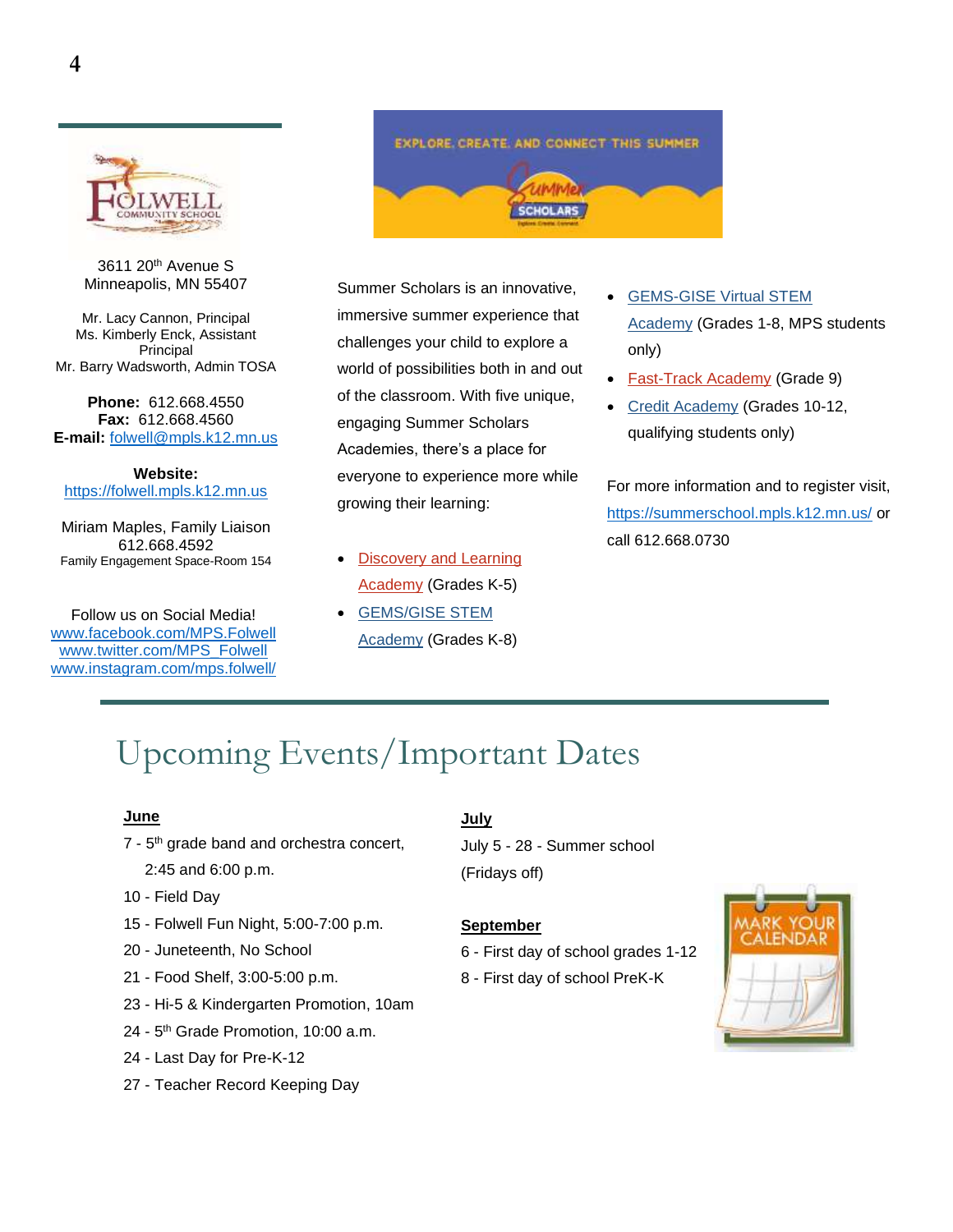3611 20th Avenue S
Minneapolis, MN 55407

Mr. Lacy Cannon, Principal
Ms. Kimberly Enck, Assistant Principal
Mr. Barry Wadsworth, Admin TOSA

**Phone:** 612.668.4550
**Fax:** 612.668.4560
**E-mail:** folwell@mpls.k12.mn.us

**Website:**
https://folwell.mpls.k12.mn.us

Miriam Maples, Family Liaison
612.668.4592
Family Engagement Space-Room 154

Follow us on Social Media!
www.facebook.com/MPS.Folwell
www.twitter.com/MPS_Folwell
www.instagram.com/mps.folwell/

EXPLORE, CREATE, AND CONNECT THIS SUMMER

Summer SCHOLARS

Summer Scholars is an innovative, immersive summer experience that challenges your child to explore a world of possibilities both in and out of the classroom. With five unique, engaging Summer Scholars Academies, there's a place for everyone to experience more while growing their learning:

- Discovery and Learning Academy (Grades K-5)
- GEMS/GISE STEM Academy (Grades K-8)
- GEMS-GISE Virtual STEM Academy (Grades 1-8, MPS students only)
- Fast-Track Academy (Grade 9)
- Credit Academy (Grades 10-12, qualifying students only)

For more information and to register visit, https://summerschool.mpls.k12.mn.us/ or call 612.668.0730

# Upcoming Events/Important Dates

**June**

7 - 5th grade band and orchestra concert, 2:45 and 6:00 p.m.
10 - Field Day
15 - Folwell Fun Night, 5:00-7:00 p.m.
20 - Juneteenth, No School
21 - Food Shelf, 3:00-5:00 p.m.
23 - Hi-5 & Kindergarten Promotion, 10am
24 - 5th Grade Promotion, 10:00 a.m.
24 - Last Day for Pre-K-12
27 - Teacher Record Keeping Day

**July**

July 5 - 28 - Summer school (Fridays off)

**September**

6 - First day of school grades 1-12
8 - First day of school PreK-K

MARK YOUR CALENDAR